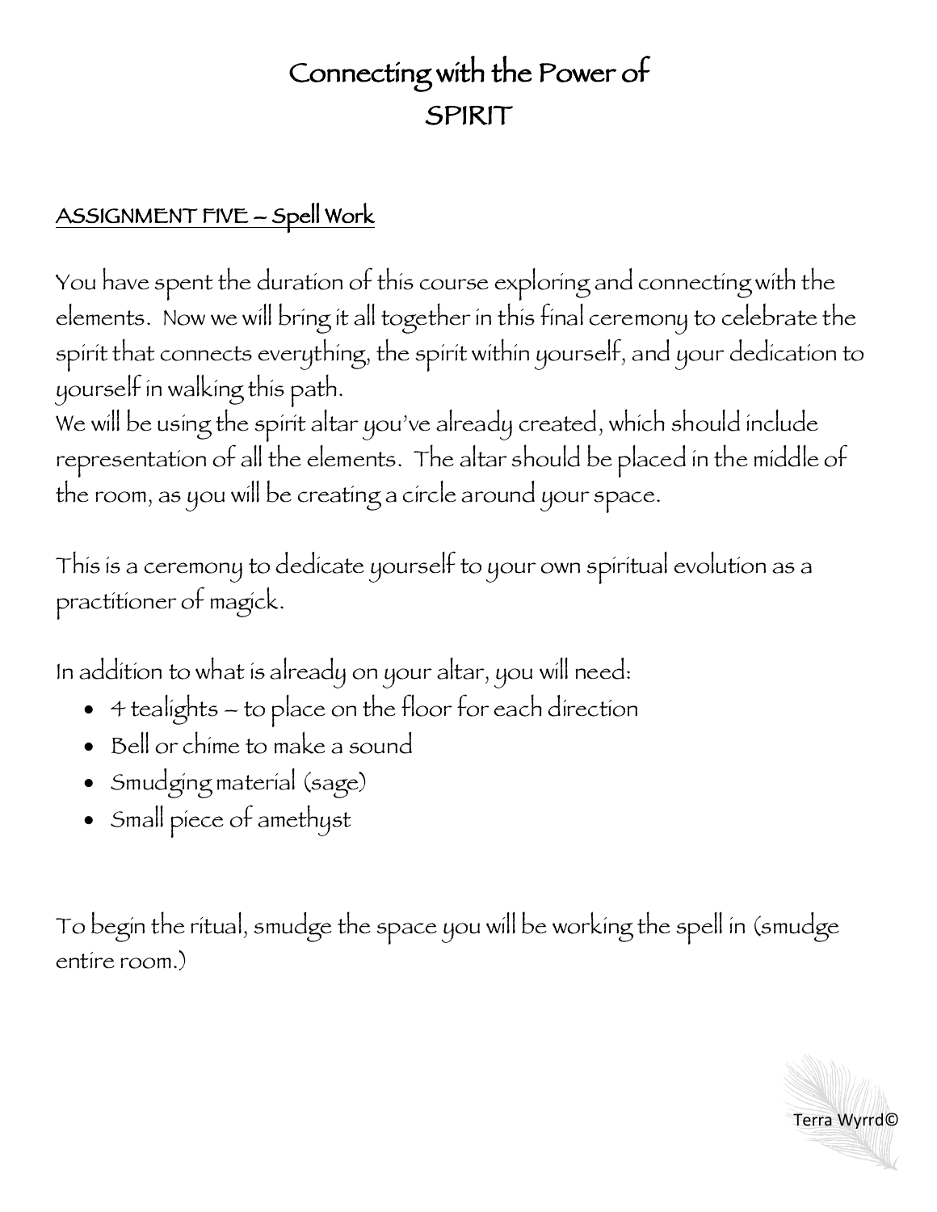# Connecting with the Power of SPIRIT

## ASSIGNMENT FIVE – Spell Work

You have spent the duration of this course exploring and connecting with the elements. Now we will bring it all together in this final ceremony to celebrate the spirit that connects everything, the spirit within yourself, and your dedication to yourself in walking this path.

We will be using the spirit altar you've already created, which should include representation of all the elements. The altar should be placed in the middle of the room, as you will be creating a circle around your space.

This is a ceremony to dedicate yourself to your own spiritual evolution as a practitioner of magick.

In addition to what is already on your altar, you will need:

- 4 tealights – to place on the floor for each direction
- Bell or chime to make a sound
- Smudging material (sage)
- Small piece of amethyst

To begin the ritual, smudge the space you will be working the spell in (smudge entire room.)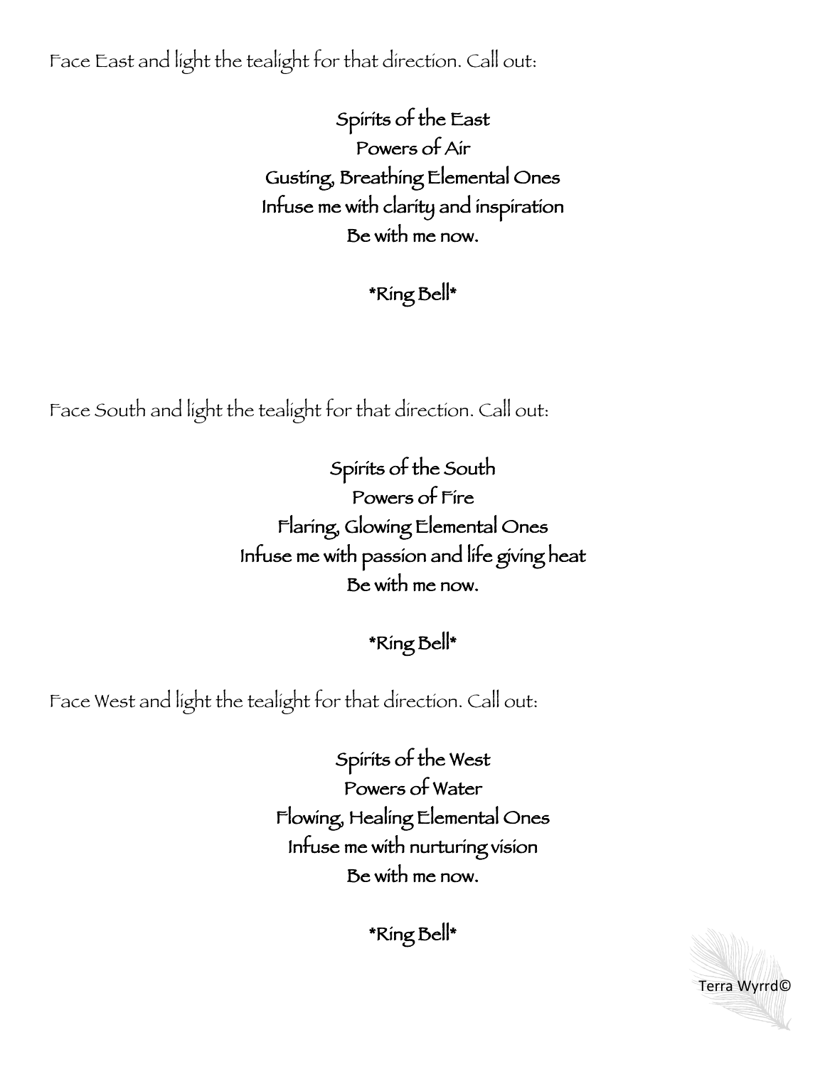Face East and light the tealight for that direction. Call out:

Spirits of the East
Powers of Air
Gusting, Breathing Elemental Ones
Infuse me with clarity and inspiration
Be with me now.

*Ring Bell*

Face South and light the tealight for that direction. Call out:

Spirits of the South
Powers of Fire
Flaring, Glowing Elemental Ones
Infuse me with passion and life giving heat
Be with me now.

*Ring Bell*

Face West and light the tealight for that direction. Call out:

Spirits of the West
Powers of Water
Flowing, Healing Elemental Ones
Infuse me with nurturing vision
Be with me now.

*Ring Bell*

Terra Wyrrd©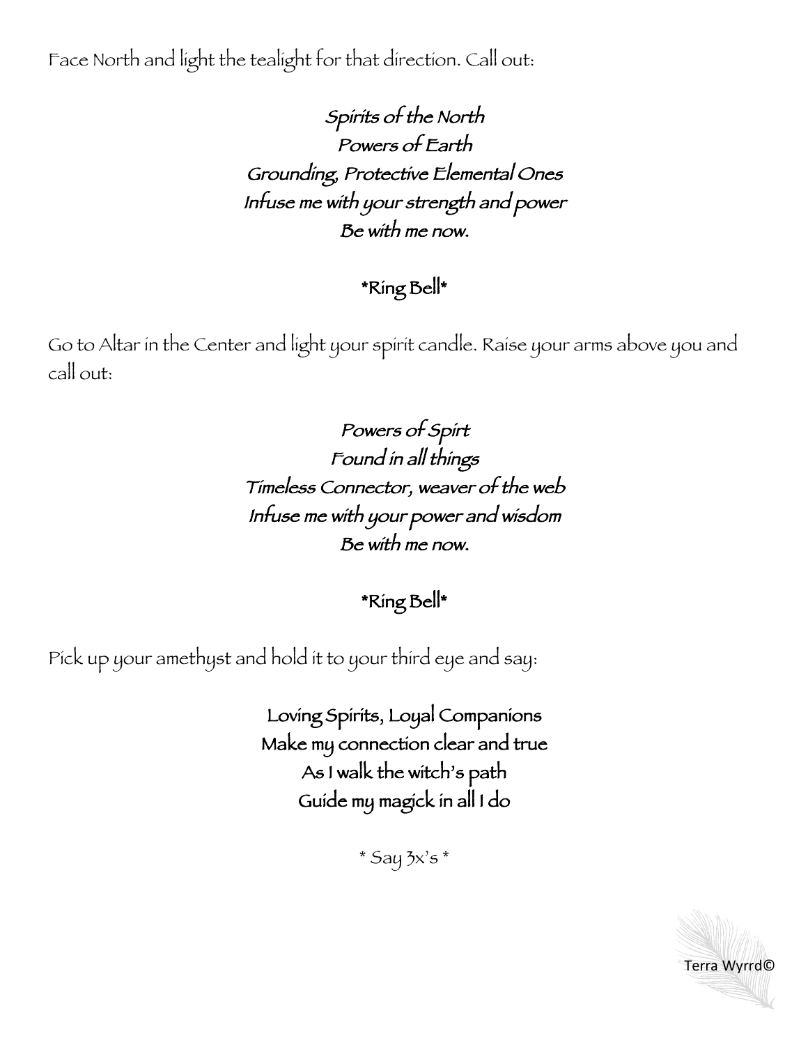Face North and light the tealight for that direction. Call out:

*Spirits of the North*
*Powers of Earth*
*Grounding, Protective Elemental Ones*
*Infuse me with your strength and power*
*Be with me now.*

*Ring Bell*

Go to Altar in the Center and light your spirit candle. Raise your arms above you and call out:

*Powers of Spirt*
*Found in all things*
*Timeless Connector, weaver of the web*
*Infuse me with your power and wisdom*
*Be with me now.*

*Ring Bell*

Pick up your amethyst and hold it to your third eye and say:

Loving Spirits, Loyal Companions
Make my connection clear and true
As I walk the witch's path
Guide my magick in all I do

* Say 3x's *

Terra Wyrrd©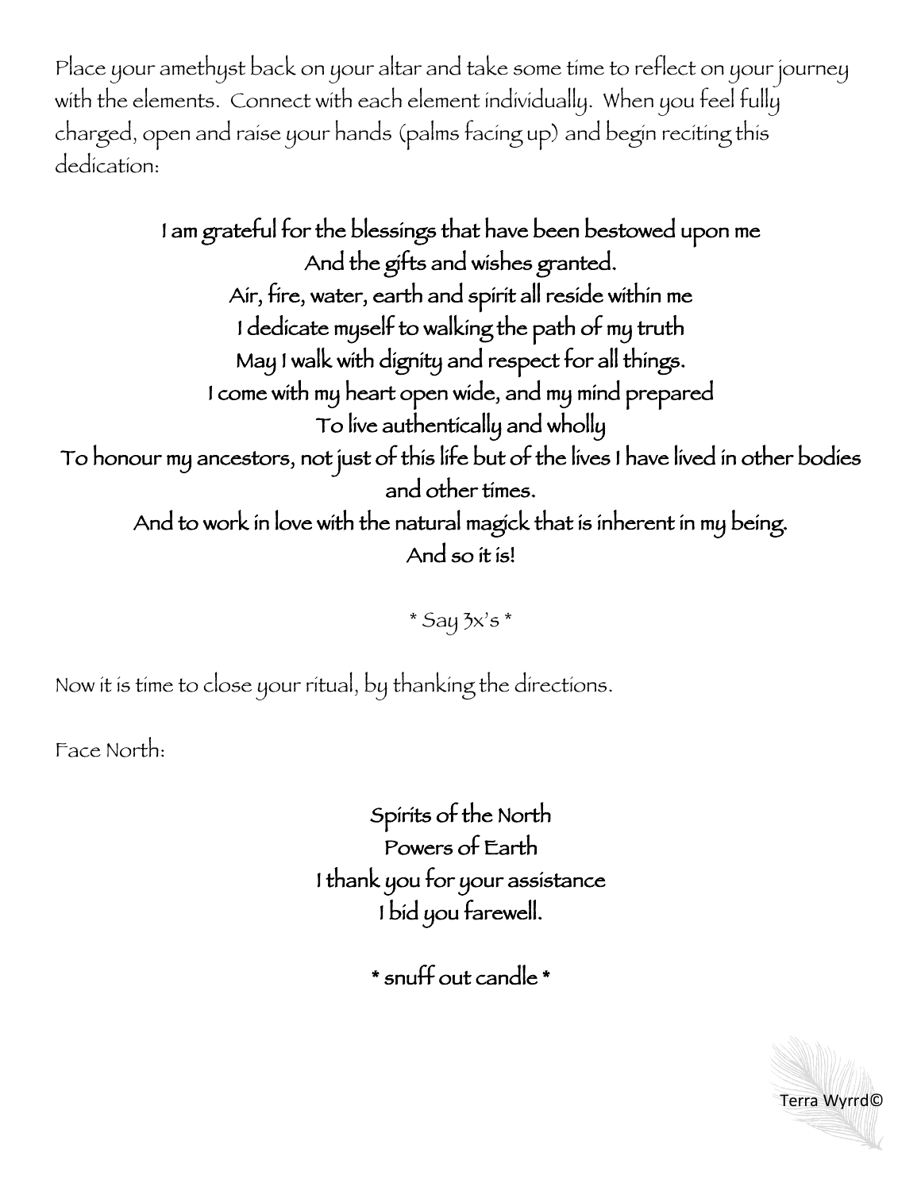Place your amethyst back on your altar and take some time to reflect on your journey with the elements. Connect with each element individually. When you feel fully charged, open and raise your hands (palms facing up) and begin reciting this dedication:

**I am grateful for the blessings that have been bestowed upon me**
**And the gifts and wishes granted.**
**Air, fire, water, earth and spirit all reside within me**
**I dedicate myself to walking the path of my truth**
**May I walk with dignity and respect for all things.**
**I come with my heart open wide, and my mind prepared**
**To live authentically and wholly**
**To honour my ancestors, not just of this life but of the lives I have lived in other bodies and other times.**
**And to work in love with the natural magick that is inherent in my being.**
**And so it is!**

* Say 3x's *

Now it is time to close your ritual, by thanking the directions.

Face North:

**Spirits of the North**
**Powers of Earth**
**I thank you for your assistance**
**I bid you farewell.**

**\* snuff out candle \***

Terra Wyrrd©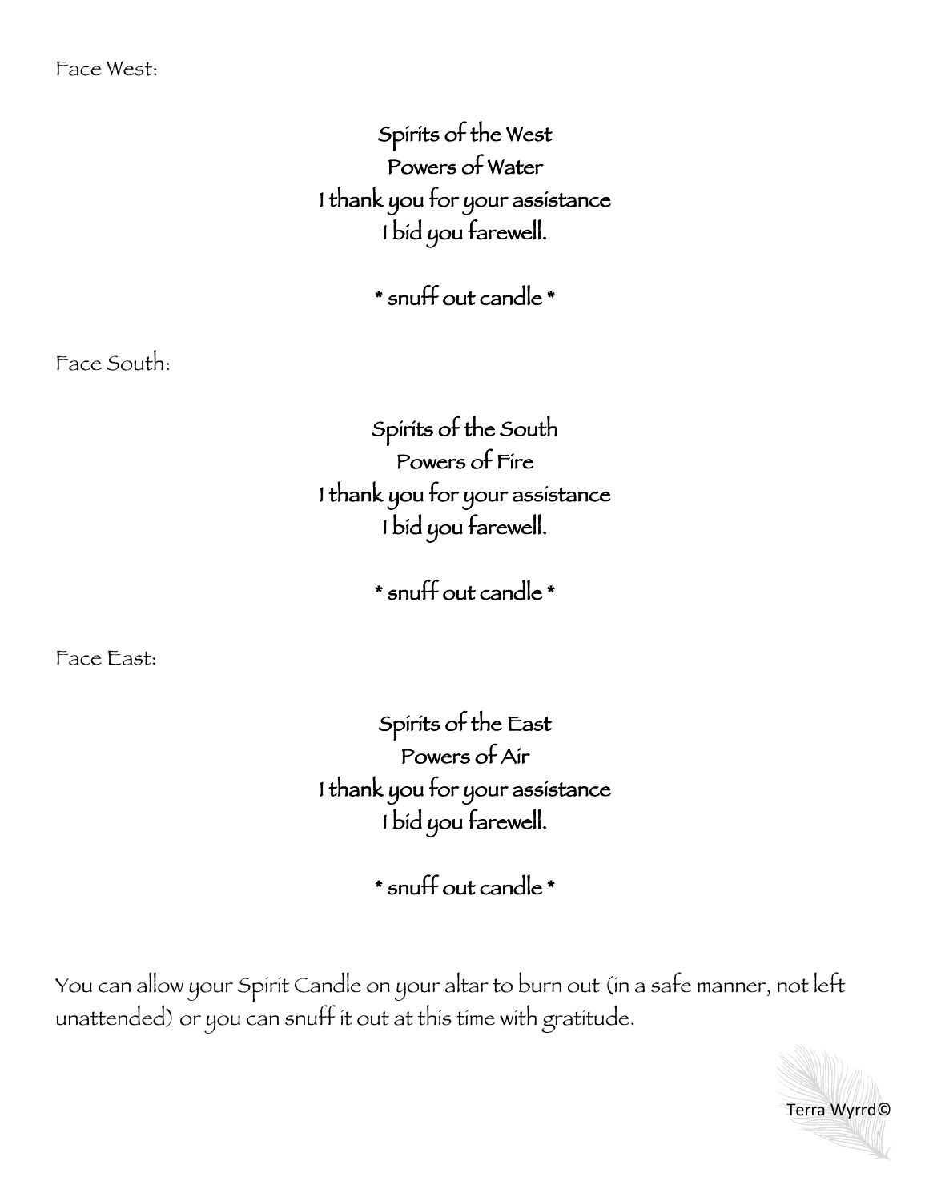Face West:

Spirits of the West
Powers of Water
I thank you for your assistance
I bid you farewell.

* snuff out candle *

Face South:

Spirits of the South
Powers of Fire
I thank you for your assistance
I bid you farewell.

* snuff out candle *

Face East:

Spirits of the East
Powers of Air
I thank you for your assistance
I bid you farewell.

* snuff out candle *

You can allow your Spirit Candle on your altar to burn out (in a safe manner, not left unattended) or you can snuff it out at this time with gratitude.

Terra Wyrrd©